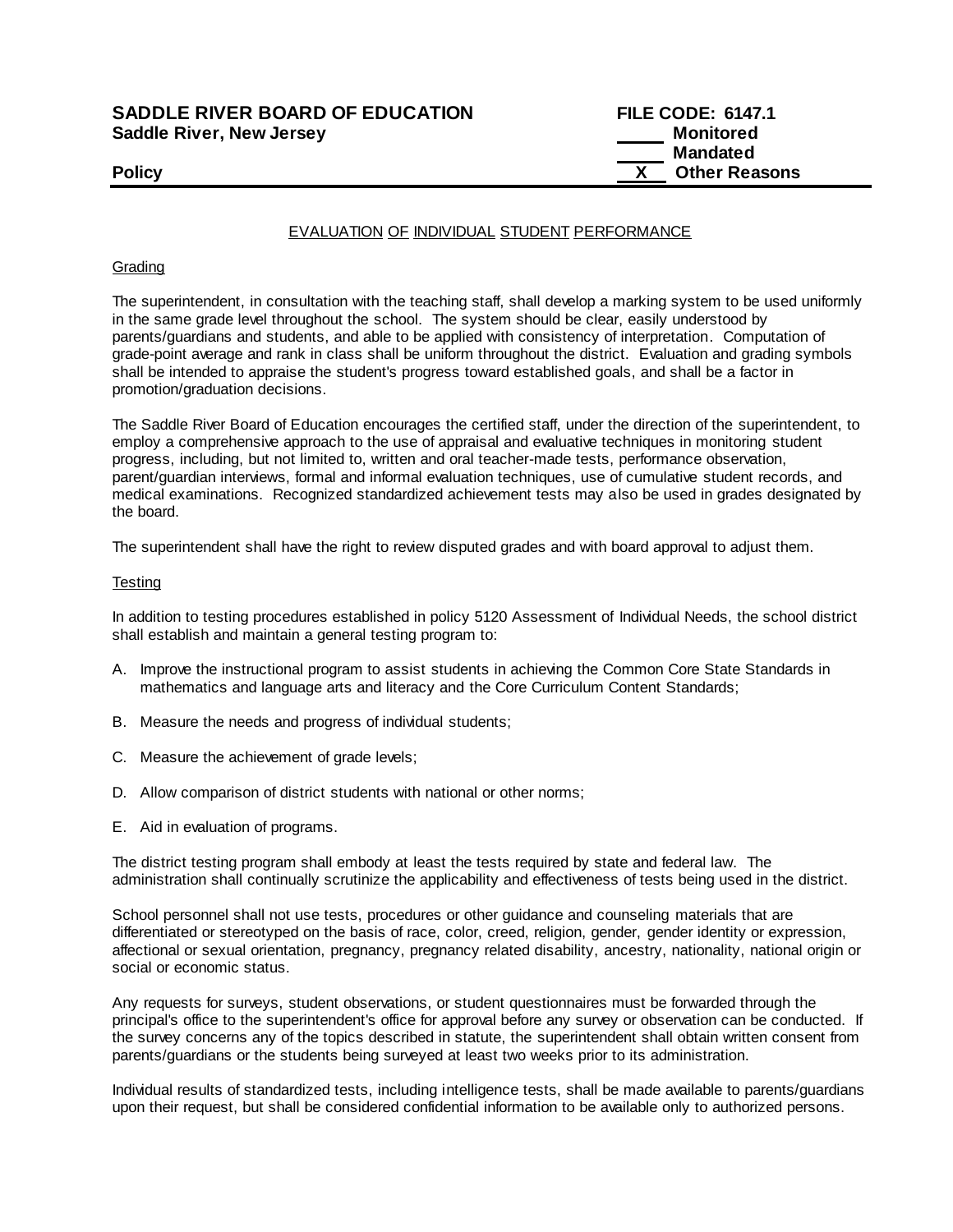**SADDLE RIVER BOARD OF EDUCATION** | **FILE CODE: 6147.1**
**Saddle River, New Jersey**

_____ **Monitored**
_____ **Mandated**
**Policy** __X__ **Other Reasons**

EVALUATION OF INDIVIDUAL STUDENT PERFORMANCE

Grading

The superintendent, in consultation with the teaching staff, shall develop a marking system to be used uniformly in the same grade level throughout the school. The system should be clear, easily understood by parents/guardians and students, and able to be applied with consistency of interpretation. Computation of grade-point average and rank in class shall be uniform throughout the district. Evaluation and grading symbols shall be intended to appraise the student's progress toward established goals, and shall be a factor in promotion/graduation decisions.

The Saddle River Board of Education encourages the certified staff, under the direction of the superintendent, to employ a comprehensive approach to the use of appraisal and evaluative techniques in monitoring student progress, including, but not limited to, written and oral teacher-made tests, performance observation, parent/guardian interviews, formal and informal evaluation techniques, use of cumulative student records, and medical examinations. Recognized standardized achievement tests may also be used in grades designated by the board.

The superintendent shall have the right to review disputed grades and with board approval to adjust them.

Testing

In addition to testing procedures established in policy 5120 Assessment of Individual Needs, the school district shall establish and maintain a general testing program to:

A. Improve the instructional program to assist students in achieving the Common Core State Standards in mathematics and language arts and literacy and the Core Curriculum Content Standards;

B. Measure the needs and progress of individual students;

C. Measure the achievement of grade levels;

D. Allow comparison of district students with national or other norms;

E. Aid in evaluation of programs.

The district testing program shall embody at least the tests required by state and federal law. The administration shall continually scrutinize the applicability and effectiveness of tests being used in the district.

School personnel shall not use tests, procedures or other guidance and counseling materials that are differentiated or stereotyped on the basis of race, color, creed, religion, gender, gender identity or expression, affectional or sexual orientation, pregnancy, pregnancy related disability, ancestry, nationality, national origin or social or economic status.

Any requests for surveys, student observations, or student questionnaires must be forwarded through the principal's office to the superintendent's office for approval before any survey or observation can be conducted. If the survey concerns any of the topics described in statute, the superintendent shall obtain written consent from parents/guardians or the students being surveyed at least two weeks prior to its administration.

Individual results of standardized tests, including intelligence tests, shall be made available to parents/guardians upon their request, but shall be considered confidential information to be available only to authorized persons.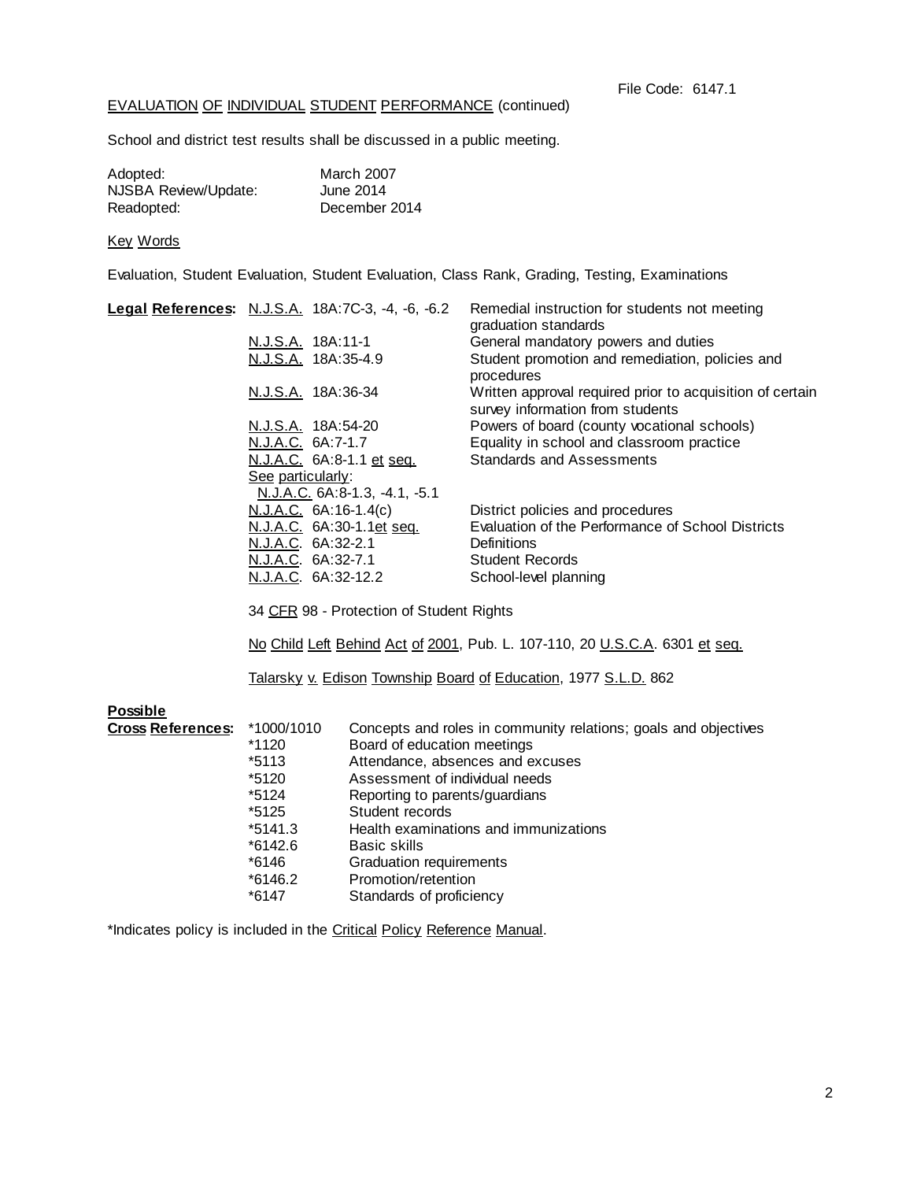File Code: 6147.1

EVALUATION OF INDIVIDUAL STUDENT PERFORMANCE (continued)

School and district test results shall be discussed in a public meeting.

| | |
|---|---|
| Adopted: | March 2007 |
| NJSBA Review/Update: | June 2014 |
| Readopted: | December 2014 |

Key Words

Evaluation, Student Evaluation, Student Evaluation, Class Rank, Grading, Testing, Examinations

**Legal References:**

| | |
|---|---|
| N.J.S.A. 18A:7C-3, -4, -6, -6.2 | Remedial instruction for students not meeting graduation standards |
| N.J.S.A. 18A:11-1 | General mandatory powers and duties |
| N.J.S.A. 18A:35-4.9 | Student promotion and remediation, policies and procedures |
| N.J.S.A. 18A:36-34 | Written approval required prior to acquisition of certain survey information from students |
| N.J.S.A. 18A:54-20 | Powers of board (county vocational schools) |
| N.J.A.C. 6A:7-1.7 | Equality in school and classroom practice |
| N.J.A.C. 6A:8-1.1 et seq. | Standards and Assessments |
| See particularly: N.J.A.C. 6A:8-1.3, -4.1, -5.1 | |
| N.J.A.C. 6A:16-1.4(c) | District policies and procedures |
| N.J.A.C. 6A:30-1.1et seq. | Evaluation of the Performance of School Districts |
| N.J.A.C. 6A:32-2.1 | Definitions |
| N.J.A.C. 6A:32-7.1 | Student Records |
| N.J.A.C. 6A:32-12.2 | School-level planning |

34 CFR 98 - Protection of Student Rights

No Child Left Behind Act of 2001, Pub. L. 107-110, 20 U.S.C.A. 6301 et seq.

Talarsky v. Edison Township Board of Education, 1977 S.L.D. 862

**Possible Cross References:**

| | |
|---|---|
| *1000/1010 | Concepts and roles in community relations; goals and objectives |
| *1120 | Board of education meetings |
| *5113 | Attendance, absences and excuses |
| *5120 | Assessment of individual needs |
| *5124 | Reporting to parents/guardians |
| *5125 | Student records |
| *5141.3 | Health examinations and immunizations |
| *6142.6 | Basic skills |
| *6146 | Graduation requirements |
| *6146.2 | Promotion/retention |
| *6147 | Standards of proficiency |

*Indicates policy is included in the Critical Policy Reference Manual.